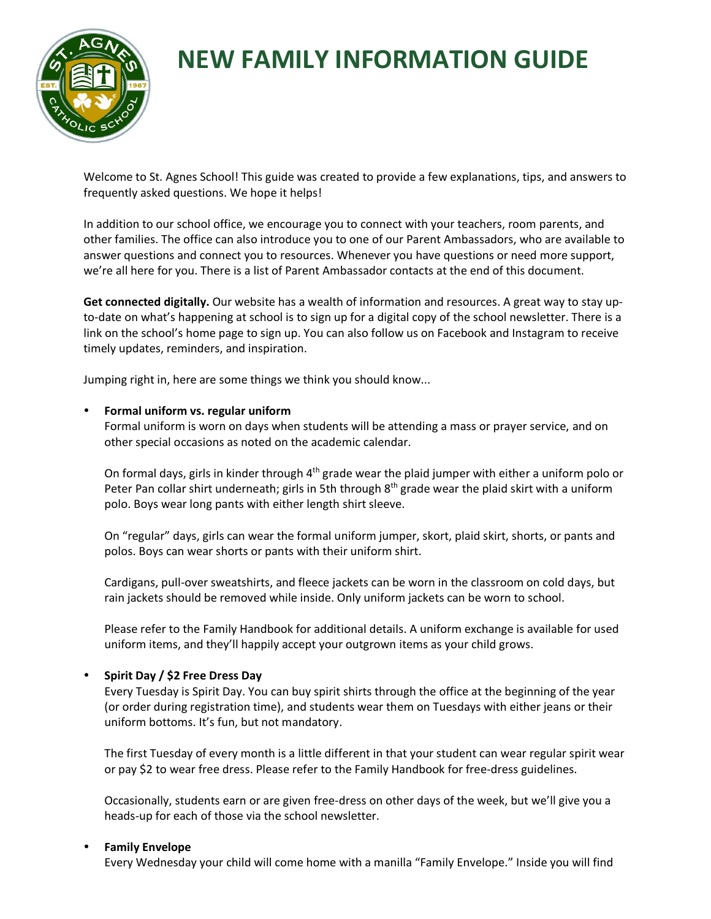# NEW FAMILY INFORMATION GUIDE

Welcome to St. Agnes School! This guide was created to provide a few explanations, tips, and answers to frequently asked questions. We hope it helps!

In addition to our school office, we encourage you to connect with your teachers, room parents, and other families. The office can also introduce you to one of our Parent Ambassadors, who are available to answer questions and connect you to resources. Whenever you have questions or need more support, we're all here for you. There is a list of Parent Ambassador contacts at the end of this document.

**Get connected digitally.** Our website has a wealth of information and resources. A great way to stay up-to-date on what's happening at school is to sign up for a digital copy of the school newsletter. There is a link on the school's home page to sign up. You can also follow us on Facebook and Instagram to receive timely updates, reminders, and inspiration.

Jumping right in, here are some things we think you should know...

- **Formal uniform vs. regular uniform**

  Formal uniform is worn on days when students will be attending a mass or prayer service, and on other special occasions as noted on the academic calendar.

  On formal days, girls in kinder through 4th grade wear the plaid jumper with either a uniform polo or Peter Pan collar shirt underneath; girls in 5th through 8th grade wear the plaid skirt with a uniform polo. Boys wear long pants with either length shirt sleeve.

  On "regular" days, girls can wear the formal uniform jumper, skort, plaid skirt, shorts, or pants and polos. Boys can wear shorts or pants with their uniform shirt.

  Cardigans, pull-over sweatshirts, and fleece jackets can be worn in the classroom on cold days, but rain jackets should be removed while inside. Only uniform jackets can be worn to school.

  Please refer to the Family Handbook for additional details. A uniform exchange is available for used uniform items, and they'll happily accept your outgrown items as your child grows.

- **Spirit Day / $2 Free Dress Day**

  Every Tuesday is Spirit Day. You can buy spirit shirts through the office at the beginning of the year (or order during registration time), and students wear them on Tuesdays with either jeans or their uniform bottoms. It's fun, but not mandatory.

  The first Tuesday of every month is a little different in that your student can wear regular spirit wear or pay $2 to wear free dress. Please refer to the Family Handbook for free-dress guidelines.

  Occasionally, students earn or are given free-dress on other days of the week, but we'll give you a heads-up for each of those via the school newsletter.

- **Family Envelope**

  Every Wednesday your child will come home with a manilla "Family Envelope." Inside you will find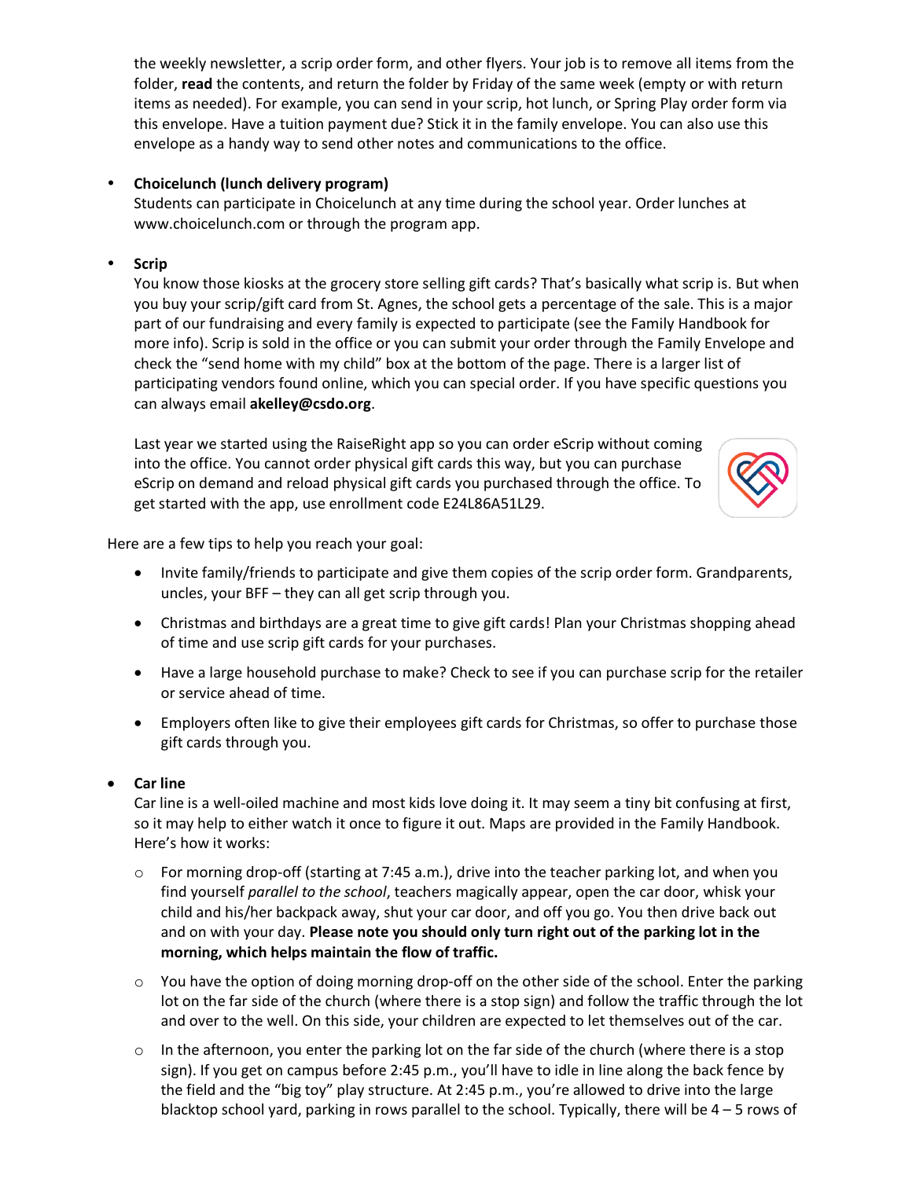the weekly newsletter, a scrip order form, and other flyers. Your job is to remove all items from the folder, **read** the contents, and return the folder by Friday of the same week (empty or with return items as needed). For example, you can send in your scrip, hot lunch, or Spring Play order form via this envelope. Have a tuition payment due? Stick it in the family envelope. You can also use this envelope as a handy way to send other notes and communications to the office.

- **Choicelunch (lunch delivery program)**
  Students can participate in Choicelunch at any time during the school year. Order lunches at www.choicelunch.com or through the program app.

- **Scrip**
  You know those kiosks at the grocery store selling gift cards? That's basically what scrip is. But when you buy your scrip/gift card from St. Agnes, the school gets a percentage of the sale. This is a major part of our fundraising and every family is expected to participate (see the Family Handbook for more info). Scrip is sold in the office or you can submit your order through the Family Envelope and check the "send home with my child" box at the bottom of the page. There is a larger list of participating vendors found online, which you can special order. If you have specific questions you can always email **akelley@csdo.org**.

  Last year we started using the RaiseRight app so you can order eScrip without coming into the office. You cannot order physical gift cards this way, but you can purchase eScrip on demand and reload physical gift cards you purchased through the office. To get started with the app, use enrollment code E24L86A51L29.

Here are a few tips to help you reach your goal:

- Invite family/friends to participate and give them copies of the scrip order form. Grandparents, uncles, your BFF – they can all get scrip through you.
- Christmas and birthdays are a great time to give gift cards! Plan your Christmas shopping ahead of time and use scrip gift cards for your purchases.
- Have a large household purchase to make? Check to see if you can purchase scrip for the retailer or service ahead of time.
- Employers often like to give their employees gift cards for Christmas, so offer to purchase those gift cards through you.

- **Car line**
  Car line is a well-oiled machine and most kids love doing it. It may seem a tiny bit confusing at first, so it may help to either watch it once to figure it out. Maps are provided in the Family Handbook. Here's how it works:
  - For morning drop-off (starting at 7:45 a.m.), drive into the teacher parking lot, and when you find yourself *parallel to the school*, teachers magically appear, open the car door, whisk your child and his/her backpack away, shut your car door, and off you go. You then drive back out and on with your day. **Please note you should only turn right out of the parking lot in the morning, which helps maintain the flow of traffic.**
  - You have the option of doing morning drop-off on the other side of the school. Enter the parking lot on the far side of the church (where there is a stop sign) and follow the traffic through the lot and over to the well. On this side, your children are expected to let themselves out of the car.
  - In the afternoon, you enter the parking lot on the far side of the church (where there is a stop sign). If you get on campus before 2:45 p.m., you'll have to idle in line along the back fence by the field and the "big toy" play structure. At 2:45 p.m., you're allowed to drive into the large blacktop school yard, parking in rows parallel to the school. Typically, there will be 4 – 5 rows of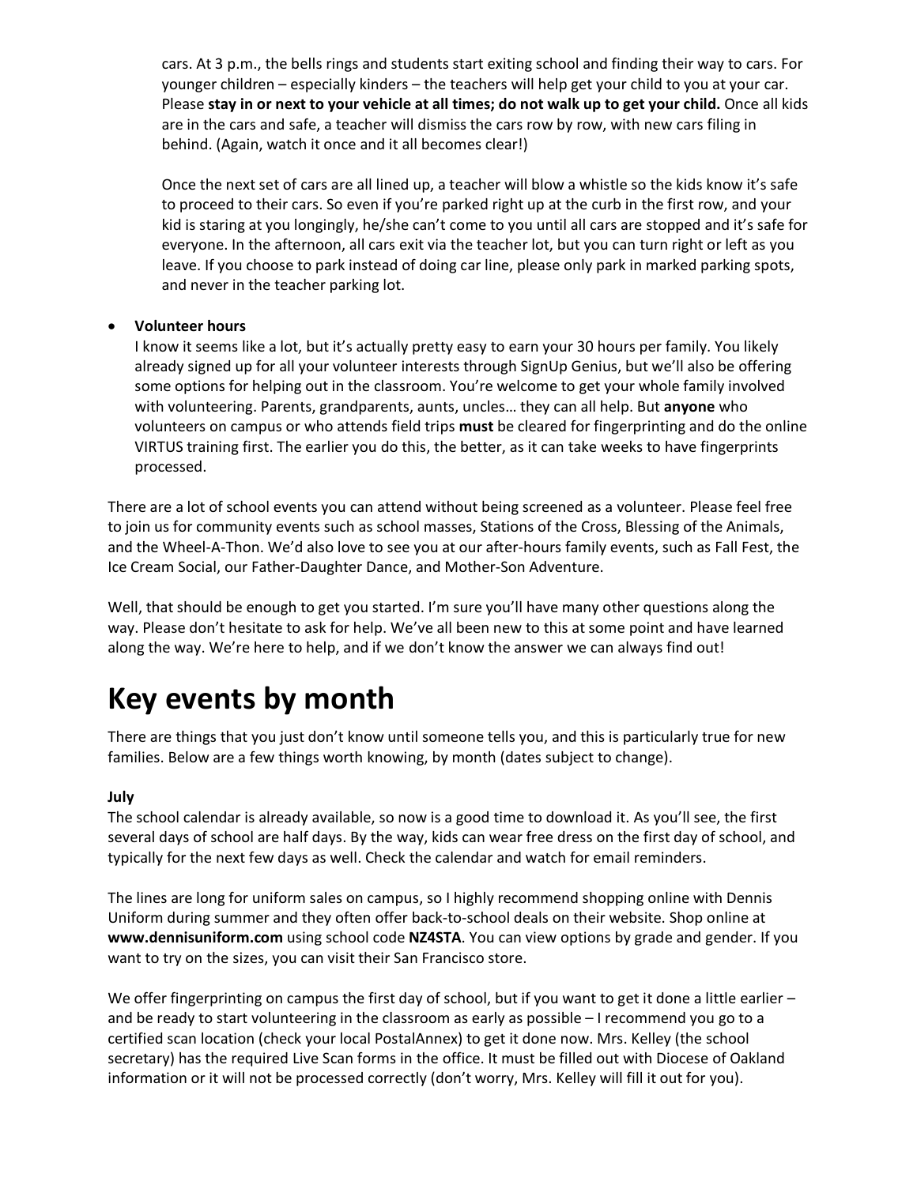cars. At 3 p.m., the bells rings and students start exiting school and finding their way to cars. For younger children – especially kinders – the teachers will help get your child to you at your car. Please **stay in or next to your vehicle at all times; do not walk up to get your child.** Once all kids are in the cars and safe, a teacher will dismiss the cars row by row, with new cars filing in behind. (Again, watch it once and it all becomes clear!)

Once the next set of cars are all lined up, a teacher will blow a whistle so the kids know it's safe to proceed to their cars. So even if you're parked right up at the curb in the first row, and your kid is staring at you longingly, he/she can't come to you until all cars are stopped and it's safe for everyone. In the afternoon, all cars exit via the teacher lot, but you can turn right or left as you leave. If you choose to park instead of doing car line, please only park in marked parking spots, and never in the teacher parking lot.

- **Volunteer hours**
  I know it seems like a lot, but it's actually pretty easy to earn your 30 hours per family. You likely already signed up for all your volunteer interests through SignUp Genius, but we'll also be offering some options for helping out in the classroom. You're welcome to get your whole family involved with volunteering. Parents, grandparents, aunts, uncles… they can all help. But **anyone** who volunteers on campus or who attends field trips **must** be cleared for fingerprinting and do the online VIRTUS training first. The earlier you do this, the better, as it can take weeks to have fingerprints processed.

There are a lot of school events you can attend without being screened as a volunteer. Please feel free to join us for community events such as school masses, Stations of the Cross, Blessing of the Animals, and the Wheel-A-Thon. We'd also love to see you at our after-hours family events, such as Fall Fest, the Ice Cream Social, our Father-Daughter Dance, and Mother-Son Adventure.

Well, that should be enough to get you started. I'm sure you'll have many other questions along the way. Please don't hesitate to ask for help. We've all been new to this at some point and have learned along the way. We're here to help, and if we don't know the answer we can always find out!

# Key events by month

There are things that you just don't know until someone tells you, and this is particularly true for new families. Below are a few things worth knowing, by month (dates subject to change).

**July**
The school calendar is already available, so now is a good time to download it. As you'll see, the first several days of school are half days. By the way, kids can wear free dress on the first day of school, and typically for the next few days as well. Check the calendar and watch for email reminders.

The lines are long for uniform sales on campus, so I highly recommend shopping online with Dennis Uniform during summer and they often offer back-to-school deals on their website. Shop online at **www.dennisuniform.com** using school code **NZ4STA**. You can view options by grade and gender. If you want to try on the sizes, you can visit their San Francisco store.

We offer fingerprinting on campus the first day of school, but if you want to get it done a little earlier – and be ready to start volunteering in the classroom as early as possible – I recommend you go to a certified scan location (check your local PostalAnnex) to get it done now. Mrs. Kelley (the school secretary) has the required Live Scan forms in the office. It must be filled out with Diocese of Oakland information or it will not be processed correctly (don't worry, Mrs. Kelley will fill it out for you).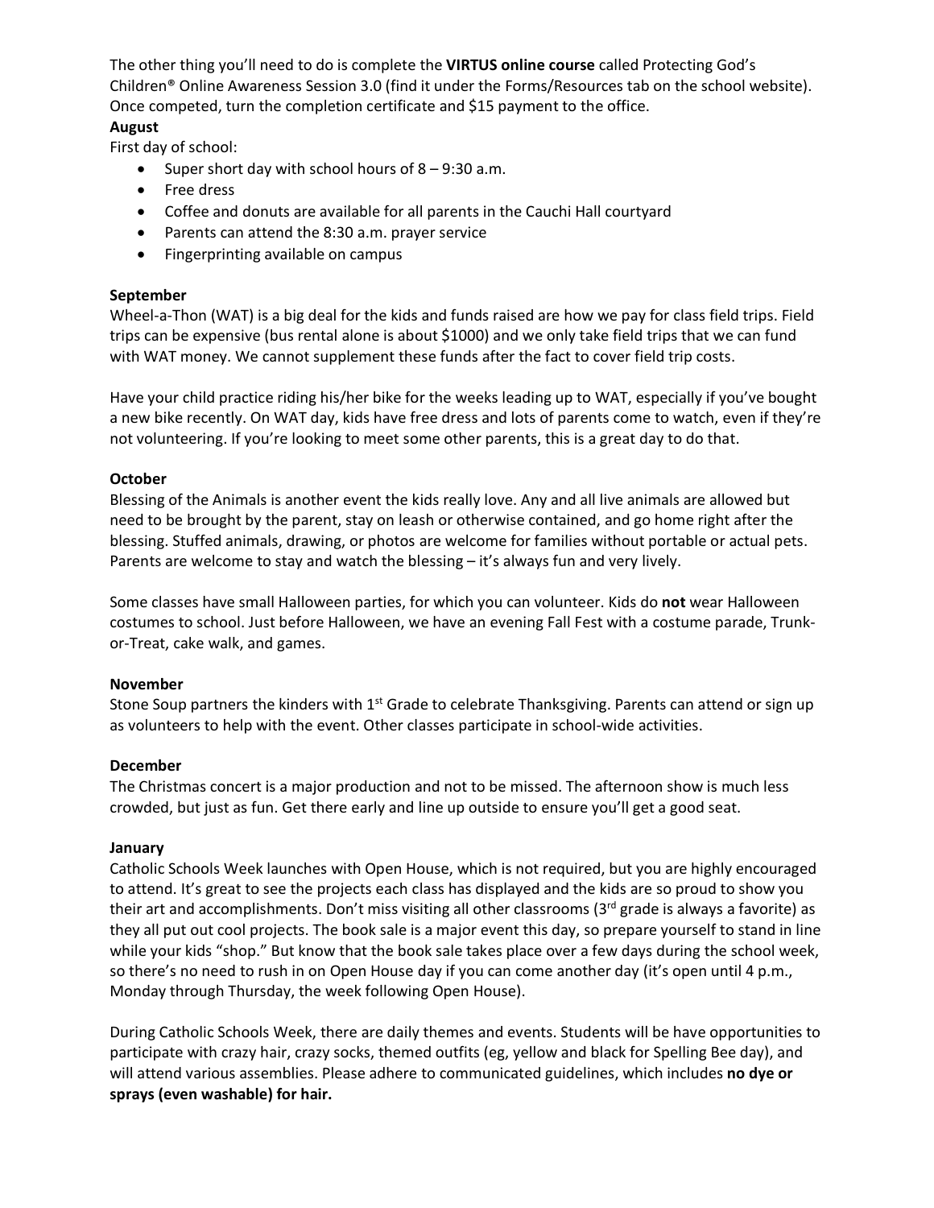The other thing you'll need to do is complete the **VIRTUS online course** called Protecting God's Children® Online Awareness Session 3.0 (find it under the Forms/Resources tab on the school website). Once competed, turn the completion certificate and $15 payment to the office.

**August**

First day of school:

- Super short day with school hours of 8 – 9:30 a.m.
- Free dress
- Coffee and donuts are available for all parents in the Cauchi Hall courtyard
- Parents can attend the 8:30 a.m. prayer service
- Fingerprinting available on campus

**September**

Wheel-a-Thon (WAT) is a big deal for the kids and funds raised are how we pay for class field trips. Field trips can be expensive (bus rental alone is about $1000) and we only take field trips that we can fund with WAT money. We cannot supplement these funds after the fact to cover field trip costs.

Have your child practice riding his/her bike for the weeks leading up to WAT, especially if you've bought a new bike recently. On WAT day, kids have free dress and lots of parents come to watch, even if they're not volunteering. If you're looking to meet some other parents, this is a great day to do that.

**October**

Blessing of the Animals is another event the kids really love. Any and all live animals are allowed but need to be brought by the parent, stay on leash or otherwise contained, and go home right after the blessing. Stuffed animals, drawing, or photos are welcome for families without portable or actual pets. Parents are welcome to stay and watch the blessing – it's always fun and very lively.

Some classes have small Halloween parties, for which you can volunteer. Kids do **not** wear Halloween costumes to school. Just before Halloween, we have an evening Fall Fest with a costume parade, Trunk-or-Treat, cake walk, and games.

**November**

Stone Soup partners the kinders with 1st Grade to celebrate Thanksgiving. Parents can attend or sign up as volunteers to help with the event. Other classes participate in school-wide activities.

**December**

The Christmas concert is a major production and not to be missed. The afternoon show is much less crowded, but just as fun. Get there early and line up outside to ensure you'll get a good seat.

**January**

Catholic Schools Week launches with Open House, which is not required, but you are highly encouraged to attend. It's great to see the projects each class has displayed and the kids are so proud to show you their art and accomplishments. Don't miss visiting all other classrooms (3rd grade is always a favorite) as they all put out cool projects. The book sale is a major event this day, so prepare yourself to stand in line while your kids "shop." But know that the book sale takes place over a few days during the school week, so there's no need to rush in on Open House day if you can come another day (it's open until 4 p.m., Monday through Thursday, the week following Open House).

During Catholic Schools Week, there are daily themes and events. Students will be have opportunities to participate with crazy hair, crazy socks, themed outfits (eg, yellow and black for Spelling Bee day), and will attend various assemblies. Please adhere to communicated guidelines, which includes **no dye or sprays (even washable) for hair.**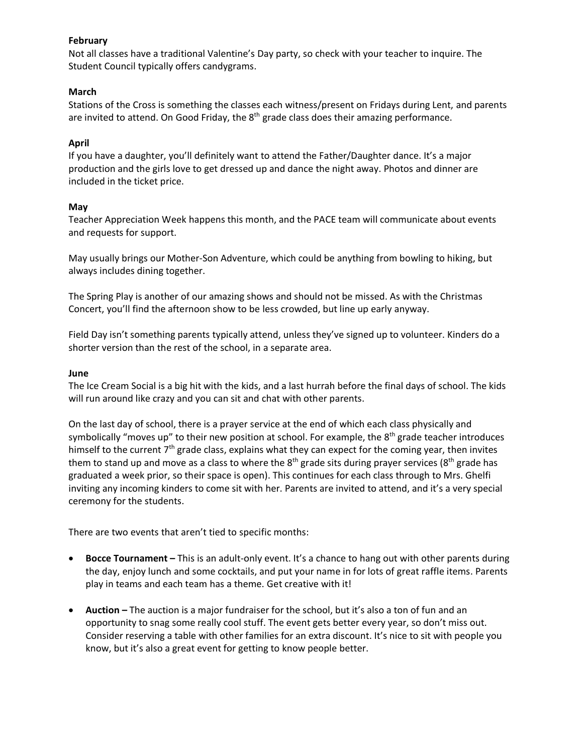**February**

Not all classes have a traditional Valentine's Day party, so check with your teacher to inquire. The Student Council typically offers candygrams.

**March**

Stations of the Cross is something the classes each witness/present on Fridays during Lent, and parents are invited to attend. On Good Friday, the 8th grade class does their amazing performance.

**April**

If you have a daughter, you'll definitely want to attend the Father/Daughter dance. It's a major production and the girls love to get dressed up and dance the night away. Photos and dinner are included in the ticket price.

**May**

Teacher Appreciation Week happens this month, and the PACE team will communicate about events and requests for support.

May usually brings our Mother-Son Adventure, which could be anything from bowling to hiking, but always includes dining together.

The Spring Play is another of our amazing shows and should not be missed. As with the Christmas Concert, you'll find the afternoon show to be less crowded, but line up early anyway.

Field Day isn't something parents typically attend, unless they've signed up to volunteer. Kinders do a shorter version than the rest of the school, in a separate area.

**June**

The Ice Cream Social is a big hit with the kids, and a last hurrah before the final days of school. The kids will run around like crazy and you can sit and chat with other parents.

On the last day of school, there is a prayer service at the end of which each class physically and symbolically "moves up" to their new position at school. For example, the 8th grade teacher introduces himself to the current 7th grade class, explains what they can expect for the coming year, then invites them to stand up and move as a class to where the 8th grade sits during prayer services (8th grade has graduated a week prior, so their space is open). This continues for each class through to Mrs. Ghelfi inviting any incoming kinders to come sit with her. Parents are invited to attend, and it's a very special ceremony for the students.

There are two events that aren't tied to specific months:

- **Bocce Tournament –** This is an adult-only event. It's a chance to hang out with other parents during the day, enjoy lunch and some cocktails, and put your name in for lots of great raffle items. Parents play in teams and each team has a theme. Get creative with it!
- **Auction –** The auction is a major fundraiser for the school, but it's also a ton of fun and an opportunity to snag some really cool stuff. The event gets better every year, so don't miss out. Consider reserving a table with other families for an extra discount. It's nice to sit with people you know, but it's also a great event for getting to know people better.